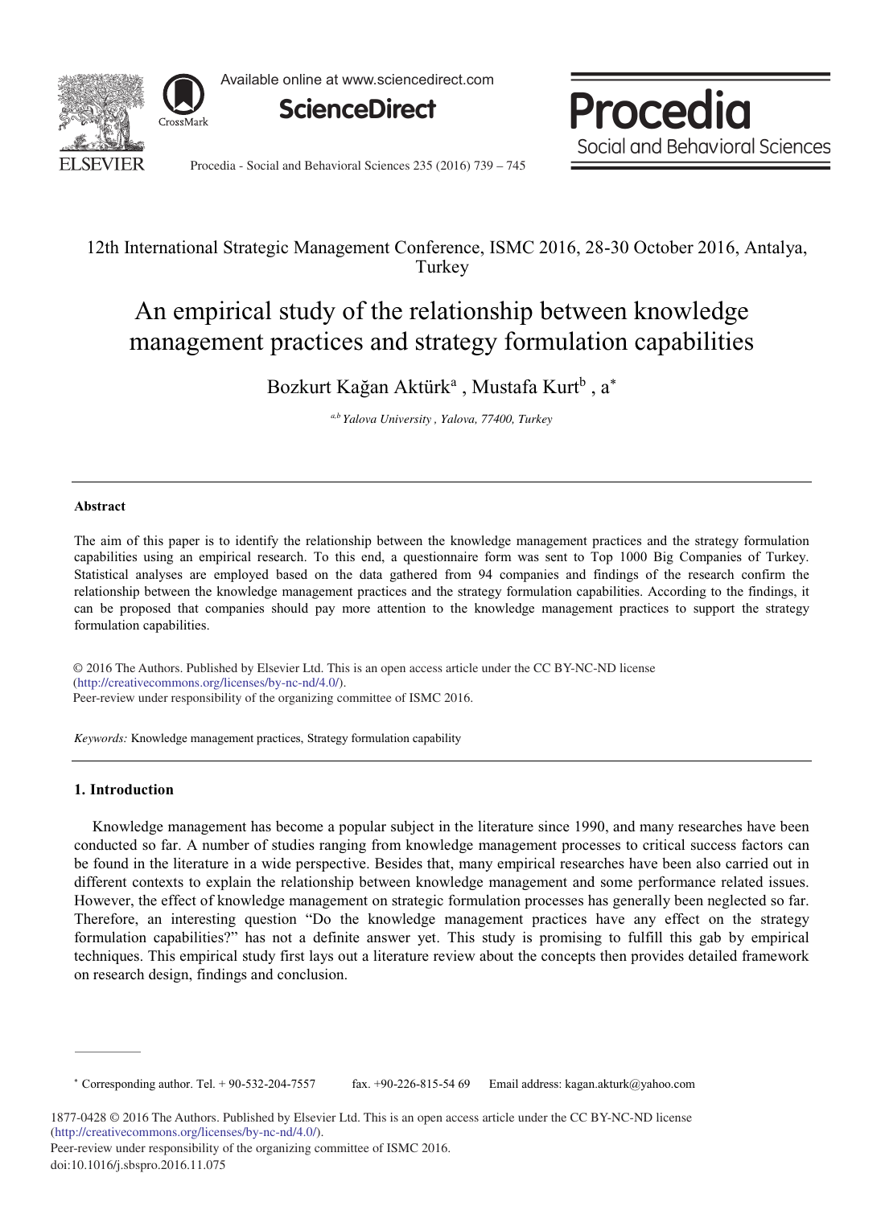12th International Strategic Management Conference, ISMC 2016, 28-30 October 2016, Antalya, Turkey

# An empirical study of the relationship between knowledge management practices and strategy formulation capabilities

Bozkurt Kağan Aktürk[a] , Mustafa Kurt[b] , a*

*[a,b] Yalova University , Yalova, 77400, Turkey*

---

### Abstract

The aim of this paper is to identify the relationship between the knowledge management practices and the strategy formulation capabilities using an empirical research. To this end, a questionnaire form was sent to Top 1000 Big Companies of Turkey. Statistical analyses are employed based on the data gathered from 94 companies and findings of the research confirm the relationship between the knowledge management practices and the strategy formulation capabilities. According to the findings, it can be proposed that companies should pay more attention to the knowledge management practices to support the strategy formulation capabilities.

© 2016 The Authors. Published by Elsevier Ltd. This is an open access article under the CC BY-NC-ND license (http://creativecommons.org/licenses/by-nc-nd/4.0/).
Peer-review under responsibility of the organizing committee of ISMC 2016.

*Keywords:* Knowledge management practices, Strategy formulation capability

---

## 1. Introduction

Knowledge management has become a popular subject in the literature since 1990, and many researches have been conducted so far. A number of studies ranging from knowledge management processes to critical success factors can be found in the literature in a wide perspective. Besides that, many empirical researches have been also carried out in different contexts to explain the relationship between knowledge management and some performance related issues. However, the effect of knowledge management on strategic formulation processes has generally been neglected so far. Therefore, an interesting question "Do the knowledge management practices have any effect on the strategy formulation capabilities?" has not a definite answer yet. This study is promising to fulfill this gab by empirical techniques. This empirical study first lays out a literature review about the concepts then provides detailed framework on research design, findings and conclusion.

---

* Corresponding author. Tel. + 90-532-204-7557 fax. +90-226-815-54 69 Email address: kagan.akturk@yahoo.com

1877-0428 © 2016 The Authors. Published by Elsevier Ltd. This is an open access article under the CC BY-NC-ND license (http://creativecommons.org/licenses/by-nc-nd/4.0/).
Peer-review under responsibility of the organizing committee of ISMC 2016.
doi:10.1016/j.sbspro.2016.11.075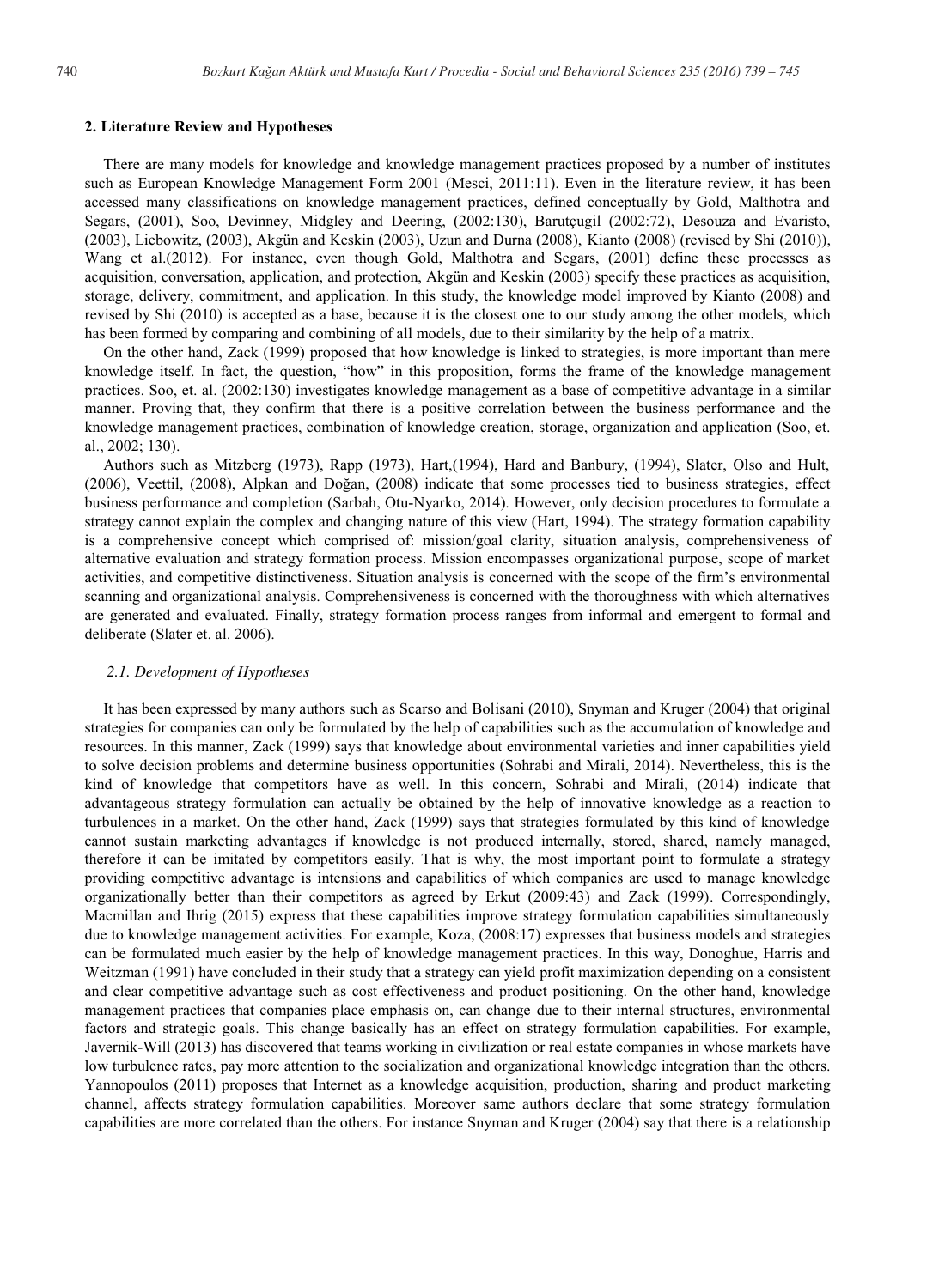## 2. Literature Review and Hypotheses

There are many models for knowledge and knowledge management practices proposed by a number of institutes such as European Knowledge Management Form 2001 (Mesci, 2011:11). Even in the literature review, it has been accessed many classifications on knowledge management practices, defined conceptually by Gold, Malthotra and Segars, (2001), Soo, Devinney, Midgley and Deering, (2002:130), Barutçugil (2002:72), Desouza and Evaristo, (2003), Liebowitz, (2003), Akgün and Keskin (2003), Uzun and Durna (2008), Kianto (2008) (revised by Shi (2010)), Wang et al.(2012). For instance, even though Gold, Malthotra and Segars, (2001) define these processes as acquisition, conversation, application, and protection, Akgün and Keskin (2003) specify these practices as acquisition, storage, delivery, commitment, and application. In this study, the knowledge model improved by Kianto (2008) and revised by Shi (2010) is accepted as a base, because it is the closest one to our study among the other models, which has been formed by comparing and combining of all models, due to their similarity by the help of a matrix.

On the other hand, Zack (1999) proposed that how knowledge is linked to strategies, is more important than mere knowledge itself. In fact, the question, "how" in this proposition, forms the frame of the knowledge management practices. Soo, et. al. (2002:130) investigates knowledge management as a base of competitive advantage in a similar manner. Proving that, they confirm that there is a positive correlation between the business performance and the knowledge management practices, combination of knowledge creation, storage, organization and application (Soo, et. al., 2002; 130).

Authors such as Mitzberg (1973), Rapp (1973), Hart,(1994), Hard and Banbury, (1994), Slater, Olso and Hult, (2006), Veettil, (2008), Alpkan and Doğan, (2008) indicate that some processes tied to business strategies, effect business performance and completion (Sarbah, Otu-Nyarko, 2014). However, only decision procedures to formulate a strategy cannot explain the complex and changing nature of this view (Hart, 1994). The strategy formation capability is a comprehensive concept which comprised of: mission/goal clarity, situation analysis, comprehensiveness of alternative evaluation and strategy formation process. Mission encompasses organizational purpose, scope of market activities, and competitive distinctiveness. Situation analysis is concerned with the scope of the firm's environmental scanning and organizational analysis. Comprehensiveness is concerned with the thoroughness with which alternatives are generated and evaluated. Finally, strategy formation process ranges from informal and emergent to formal and deliberate (Slater et. al. 2006).

### *2.1. Development of Hypotheses*

It has been expressed by many authors such as Scarso and Bolisani (2010), Snyman and Kruger (2004) that original strategies for companies can only be formulated by the help of capabilities such as the accumulation of knowledge and resources. In this manner, Zack (1999) says that knowledge about environmental varieties and inner capabilities yield to solve decision problems and determine business opportunities (Sohrabi and Mirali, 2014). Nevertheless, this is the kind of knowledge that competitors have as well. In this concern, Sohrabi and Mirali, (2014) indicate that advantageous strategy formulation can actually be obtained by the help of innovative knowledge as a reaction to turbulences in a market. On the other hand, Zack (1999) says that strategies formulated by this kind of knowledge cannot sustain marketing advantages if knowledge is not produced internally, stored, shared, namely managed, therefore it can be imitated by competitors easily. That is why, the most important point to formulate a strategy providing competitive advantage is intensions and capabilities of which companies are used to manage knowledge organizationally better than their competitors as agreed by Erkut (2009:43) and Zack (1999). Correspondingly, Macmillan and Ihrig (2015) express that these capabilities improve strategy formulation capabilities simultaneously due to knowledge management activities. For example, Koza, (2008:17) expresses that business models and strategies can be formulated much easier by the help of knowledge management practices. In this way, Donoghue, Harris and Weitzman (1991) have concluded in their study that a strategy can yield profit maximization depending on a consistent and clear competitive advantage such as cost effectiveness and product positioning. On the other hand, knowledge management practices that companies place emphasis on, can change due to their internal structures, environmental factors and strategic goals. This change basically has an effect on strategy formulation capabilities. For example, Javernik-Will (2013) has discovered that teams working in civilization or real estate companies in whose markets have low turbulence rates, pay more attention to the socialization and organizational knowledge integration than the others. Yannopoulos (2011) proposes that Internet as a knowledge acquisition, production, sharing and product marketing channel, affects strategy formulation capabilities. Moreover same authors declare that some strategy formulation capabilities are more correlated than the others. For instance Snyman and Kruger (2004) say that there is a relationship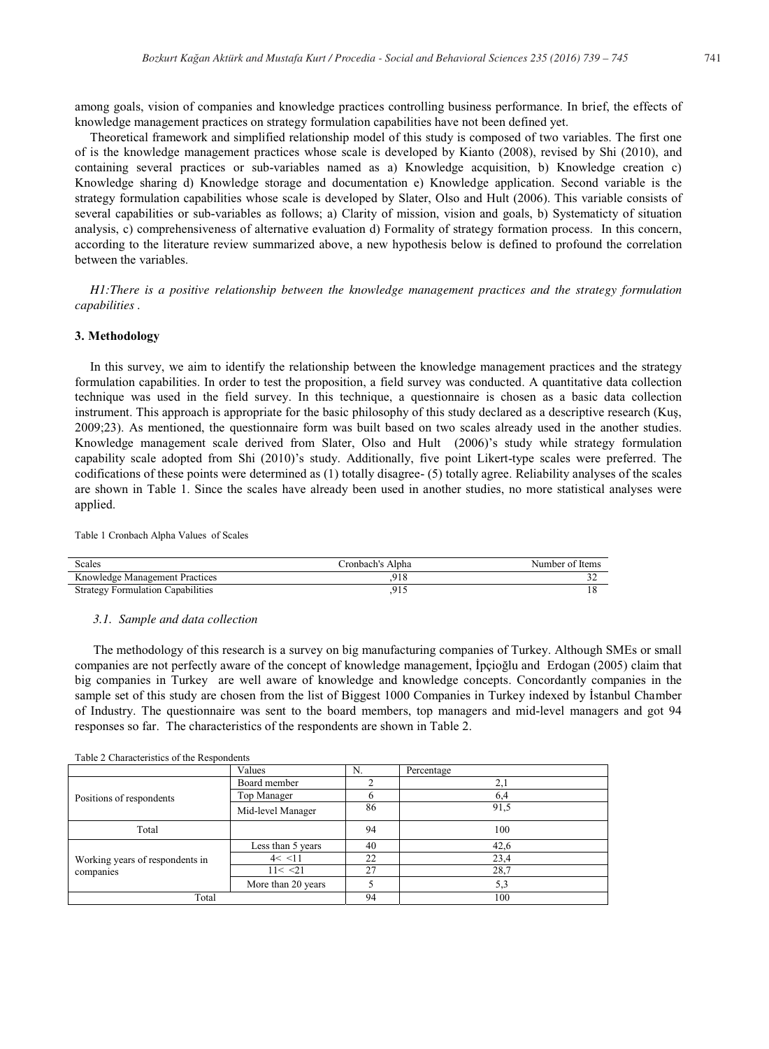among goals, vision of companies and knowledge practices controlling business performance. In brief, the effects of knowledge management practices on strategy formulation capabilities have not been defined yet.

Theoretical framework and simplified relationship model of this study is composed of two variables. The first one of is the knowledge management practices whose scale is developed by Kianto (2008), revised by Shi (2010), and containing several practices or sub-variables named as a) Knowledge acquisition, b) Knowledge creation c) Knowledge sharing d) Knowledge storage and documentation e) Knowledge application. Second variable is the strategy formulation capabilities whose scale is developed by Slater, Olso and Hult (2006). This variable consists of several capabilities or sub-variables as follows; a) Clarity of mission, vision and goals, b) Systematicty of situation analysis, c) comprehensiveness of alternative evaluation d) Formality of strategy formation process. In this concern, according to the literature review summarized above, a new hypothesis below is defined to profound the correlation between the variables.

*H1:There is a positive relationship between the knowledge management practices and the strategy formulation capabilities .*

## 3. Methodology

In this survey, we aim to identify the relationship between the knowledge management practices and the strategy formulation capabilities. In order to test the proposition, a field survey was conducted. A quantitative data collection technique was used in the field survey. In this technique, a questionnaire is chosen as a basic data collection instrument. This approach is appropriate for the basic philosophy of this study declared as a descriptive research (Kuş, 2009;23). As mentioned, the questionnaire form was built based on two scales already used in the another studies. Knowledge management scale derived from Slater, Olso and Hult (2006)'s study while strategy formulation capability scale adopted from Shi (2010)'s study. Additionally, five point Likert-type scales were preferred. The codifications of these points were determined as (1) totally disagree- (5) totally agree. Reliability analyses of the scales are shown in Table 1. Since the scales have already been used in another studies, no more statistical analyses were applied.

Table 1 Cronbach Alpha Values of Scales

| Scales | Cronbach's Alpha | Number of Items |
|---|---|---|
| Knowledge Management Practices | ,918 | 32 |
| Strategy Formulation Capabilities | ,915 | 18 |

### *3.1. Sample and data collection*

The methodology of this research is a survey on big manufacturing companies of Turkey. Although SMEs or small companies are not perfectly aware of the concept of knowledge management, İpçioğlu and Erdogan (2005) claim that big companies in Turkey are well aware of knowledge and knowledge concepts. Concordantly companies in the sample set of this study are chosen from the list of Biggest 1000 Companies in Turkey indexed by İstanbul Chamber of Industry. The questionnaire was sent to the board members, top managers and mid-level managers and got 94 responses so far. The characteristics of the respondents are shown in Table 2.

Table 2 Characteristics of the Respondents

| | Values | N. | Percentage |
|---|---|---|---|
| Positions of respondents | Board member | 2 | 2,1 |
| | Top Manager | 6 | 6,4 |
| | Mid-level Manager | 86 | 91,5 |
| Total | | 94 | 100 |
| Working years of respondents in companies | Less than 5 years | 40 | 42,6 |
| | 4< <11 | 22 | 23,4 |
| | 11< <21 | 27 | 28,7 |
| | More than 20 years | 5 | 5,3 |
| Total | | 94 | 100 |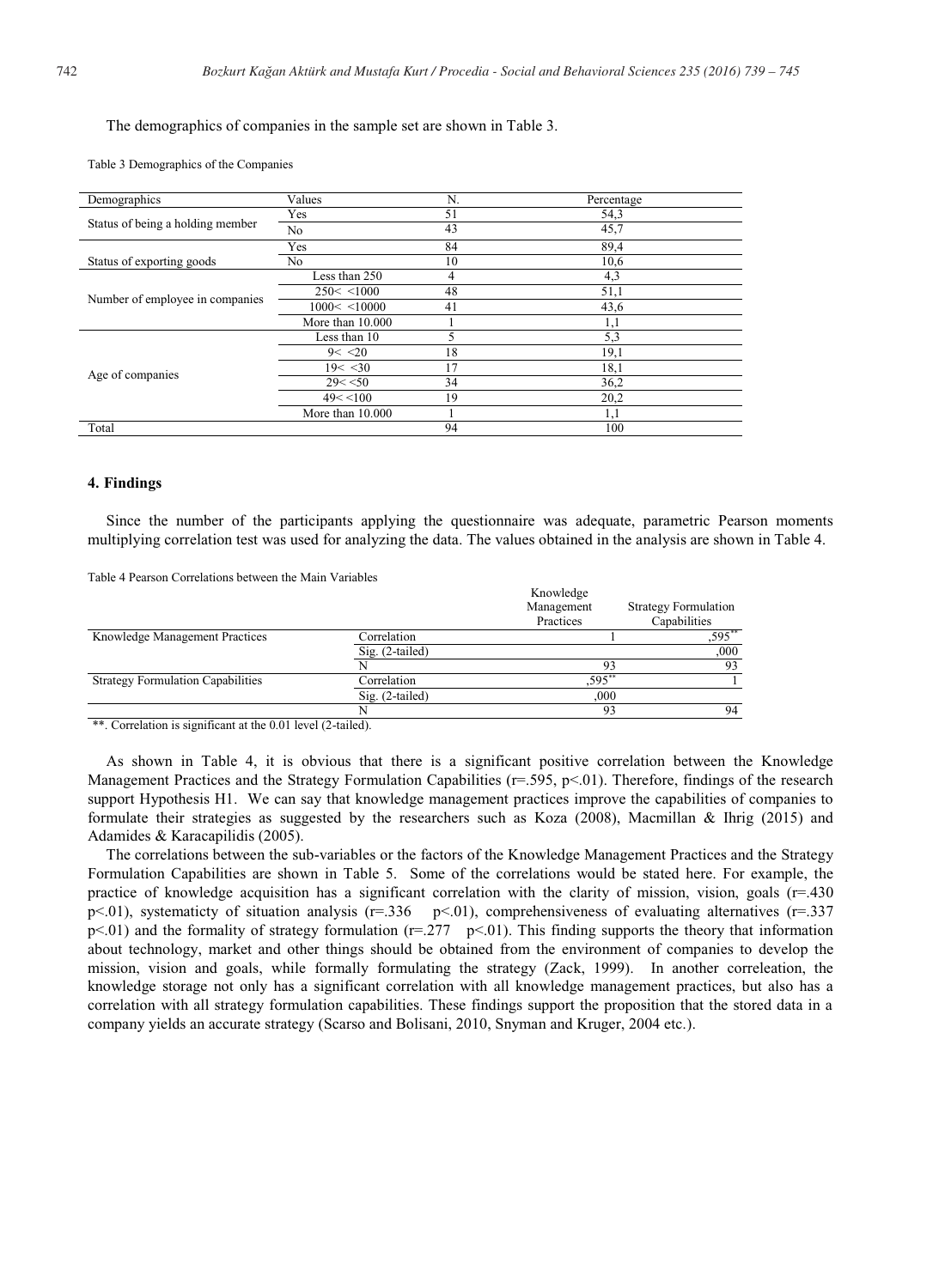The demographics of companies in the sample set are shown in Table 3.

Table 3 Demographics of the Companies

| Demographics | Values | N. | Percentage |
|---|---|---|---|
| Status of being a holding member | Yes | 51 | 54,3 |
| | No | 43 | 45,7 |
| Status of exporting goods | Yes | 84 | 89,4 |
| | No | 10 | 10,6 |
| Number of employee in companies | Less than 250 | 4 | 4,3 |
| | 250< <1000 | 48 | 51,1 |
| | 1000< <10000 | 41 | 43,6 |
| | More than 10.000 | 1 | 1,1 |
| Age of companies | Less than 10 | 5 | 5,3 |
| | 9< <20 | 18 | 19,1 |
| | 19< <30 | 17 | 18,1 |
| | 29< <50 | 34 | 36,2 |
| | 49< <100 | 19 | 20,2 |
| | More than 10.000 | 1 | 1,1 |
| Total | | 94 | 100 |

## 4. Findings

Since the number of the participants applying the questionnaire was adequate, parametric Pearson moments multiplying correlation test was used for analyzing the data. The values obtained in the analysis are shown in Table 4.

Table 4 Pearson Correlations between the Main Variables

| | | Knowledge Management Practices | Strategy Formulation Capabilities |
|---|---|---|---|
| Knowledge Management Practices | Correlation | 1 | ,595** |
| | Sig. (2-tailed) | | ,000 |
| | N | 93 | 93 |
| Strategy Formulation Capabilities | Correlation | ,595** | 1 |
| | Sig. (2-tailed) | ,000 | |
| | N | 93 | 94 |

**. Correlation is significant at the 0.01 level (2-tailed).

As shown in Table 4, it is obvious that there is a significant positive correlation between the Knowledge Management Practices and the Strategy Formulation Capabilities ($r=.595$, $p<.01$). Therefore, findings of the research support Hypothesis H1. We can say that knowledge management practices improve the capabilities of companies to formulate their strategies as suggested by the researchers such as Koza (2008), Macmillan & Ihrig (2015) and Adamides & Karacapilidis (2005).

The correlations between the sub-variables or the factors of the Knowledge Management Practices and the Strategy Formulation Capabilities are shown in Table 5. Some of the correlations would be stated here. For example, the practice of knowledge acquisition has a significant correlation with the clarity of mission, vision, goals ($r=.430$ $p<.01$), systematicty of situation analysis ($r=.336$ $p<.01$), comprehensiveness of evaluating alternatives ($r=.337$ $p<.01$) and the formality of strategy formulation ($r=.277$ $p<.01$). This finding supports the theory that information about technology, market and other things should be obtained from the environment of companies to develop the mission, vision and goals, while formally formulating the strategy (Zack, 1999). In another correleation, the knowledge storage not only has a significant correlation with all knowledge management practices, but also has a correlation with all strategy formulation capabilities. These findings support the proposition that the stored data in a company yields an accurate strategy (Scarso and Bolisani, 2010, Snyman and Kruger, 2004 etc.).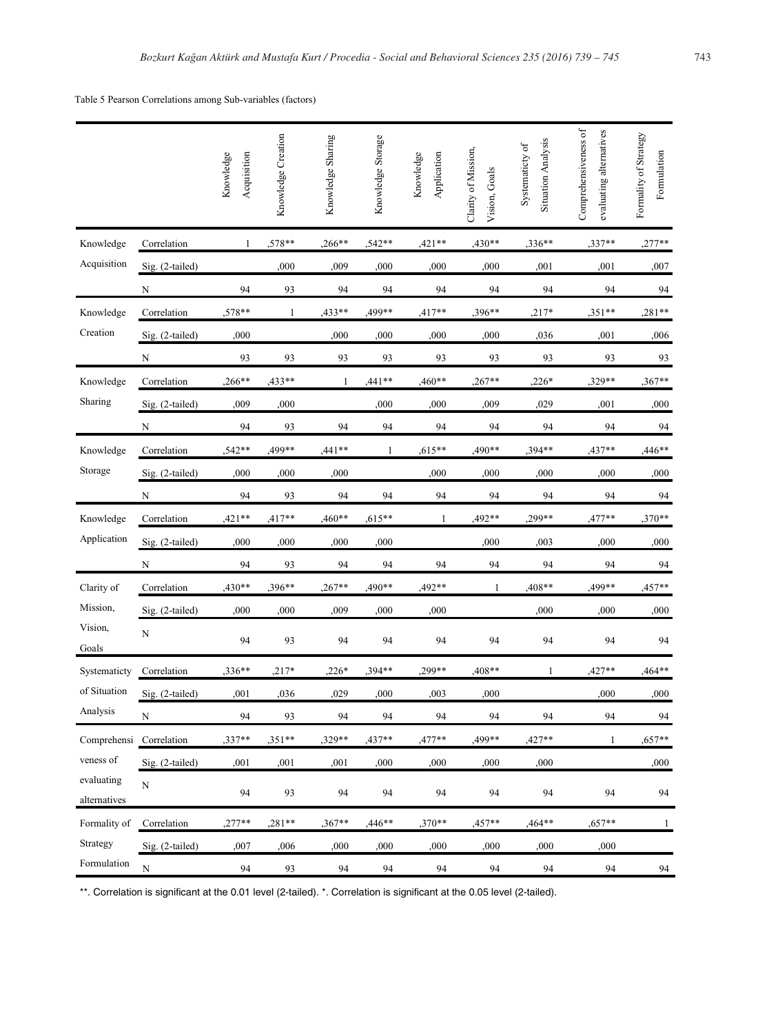Table 5 Pearson Correlations among Sub-variables (factors)

| | | Knowledge Acquisition | Knowledge Creation | Knowledge Sharing | Knowledge Storage | Knowledge Application | Clarity of Mission, Vision, Goals | Systematicty of Situation Analysis | Comprehensiveness of evaluating alternatives | Formality of Strategy Formulation |
|---|---|---|---|---|---|---|---|---|---|---|
| Knowledge Acquisition | Correlation | 1 | ,578** | ,266** | ,542** | ,421** | ,430** | ,336** | ,337** | ,277** |
| | Sig. (2-tailed) | | ,000 | ,009 | ,000 | ,000 | ,000 | ,001 | ,001 | ,007 |
| | N | 94 | 93 | 94 | 94 | 94 | 94 | 94 | 94 | 94 |
| Knowledge Creation | Correlation | ,578** | 1 | ,433** | ,499** | ,417** | ,396** | ,217* | ,351** | ,281** |
| | Sig. (2-tailed) | ,000 | | ,000 | ,000 | ,000 | ,000 | ,036 | ,001 | ,006 |
| | N | 93 | 93 | 93 | 93 | 93 | 93 | 93 | 93 | 93 |
| Knowledge Sharing | Correlation | ,266** | ,433** | 1 | ,441** | ,460** | ,267** | ,226* | ,329** | ,367** |
| | Sig. (2-tailed) | ,009 | ,000 | | ,000 | ,000 | ,009 | ,029 | ,001 | ,000 |
| | N | 94 | 93 | 94 | 94 | 94 | 94 | 94 | 94 | 94 |
| Knowledge Storage | Correlation | ,542** | ,499** | ,441** | 1 | ,615** | ,490** | ,394** | ,437** | ,446** |
| | Sig. (2-tailed) | ,000 | ,000 | ,000 | | ,000 | ,000 | ,000 | ,000 | ,000 |
| | N | 94 | 93 | 94 | 94 | 94 | 94 | 94 | 94 | 94 |
| Knowledge Application | Correlation | ,421** | ,417** | ,460** | ,615** | 1 | ,492** | ,299** | ,477** | ,370** |
| | Sig. (2-tailed) | ,000 | ,000 | ,000 | ,000 | | ,000 | ,003 | ,000 | ,000 |
| | N | 94 | 93 | 94 | 94 | 94 | 94 | 94 | 94 | 94 |
| Clarity of Mission, Vision, Goals | Correlation | ,430** | ,396** | ,267** | ,490** | ,492** | 1 | ,408** | ,499** | ,457** |
| | Sig. (2-tailed) | ,000 | ,000 | ,009 | ,000 | ,000 | | ,000 | ,000 | ,000 |
| | N | 94 | 93 | 94 | 94 | 94 | 94 | 94 | 94 | 94 |
| Systematicty of Situation Analysis | Correlation | ,336** | ,217* | ,226* | ,394** | ,299** | ,408** | 1 | ,427** | ,464** |
| | Sig. (2-tailed) | ,001 | ,036 | ,029 | ,000 | ,003 | ,000 | | ,000 | ,000 |
| | N | 94 | 93 | 94 | 94 | 94 | 94 | 94 | 94 | 94 |
| Comprehensiveness of evaluating alternatives | Correlation | ,337** | ,351** | ,329** | ,437** | ,477** | ,499** | ,427** | 1 | ,657** |
| | Sig. (2-tailed) | ,001 | ,001 | ,001 | ,000 | ,000 | ,000 | ,000 | | ,000 |
| | N | 94 | 93 | 94 | 94 | 94 | 94 | 94 | 94 | 94 |
| Formality of Strategy Formulation | Correlation | ,277** | ,281** | ,367** | ,446** | ,370** | ,457** | ,464** | ,657** | 1 |
| | Sig. (2-tailed) | ,007 | ,006 | ,000 | ,000 | ,000 | ,000 | ,000 | ,000 | |
| | N | 94 | 93 | 94 | 94 | 94 | 94 | 94 | 94 | 94 |

**. Correlation is significant at the 0.01 level (2-tailed). *. Correlation is significant at the 0.05 level (2-tailed).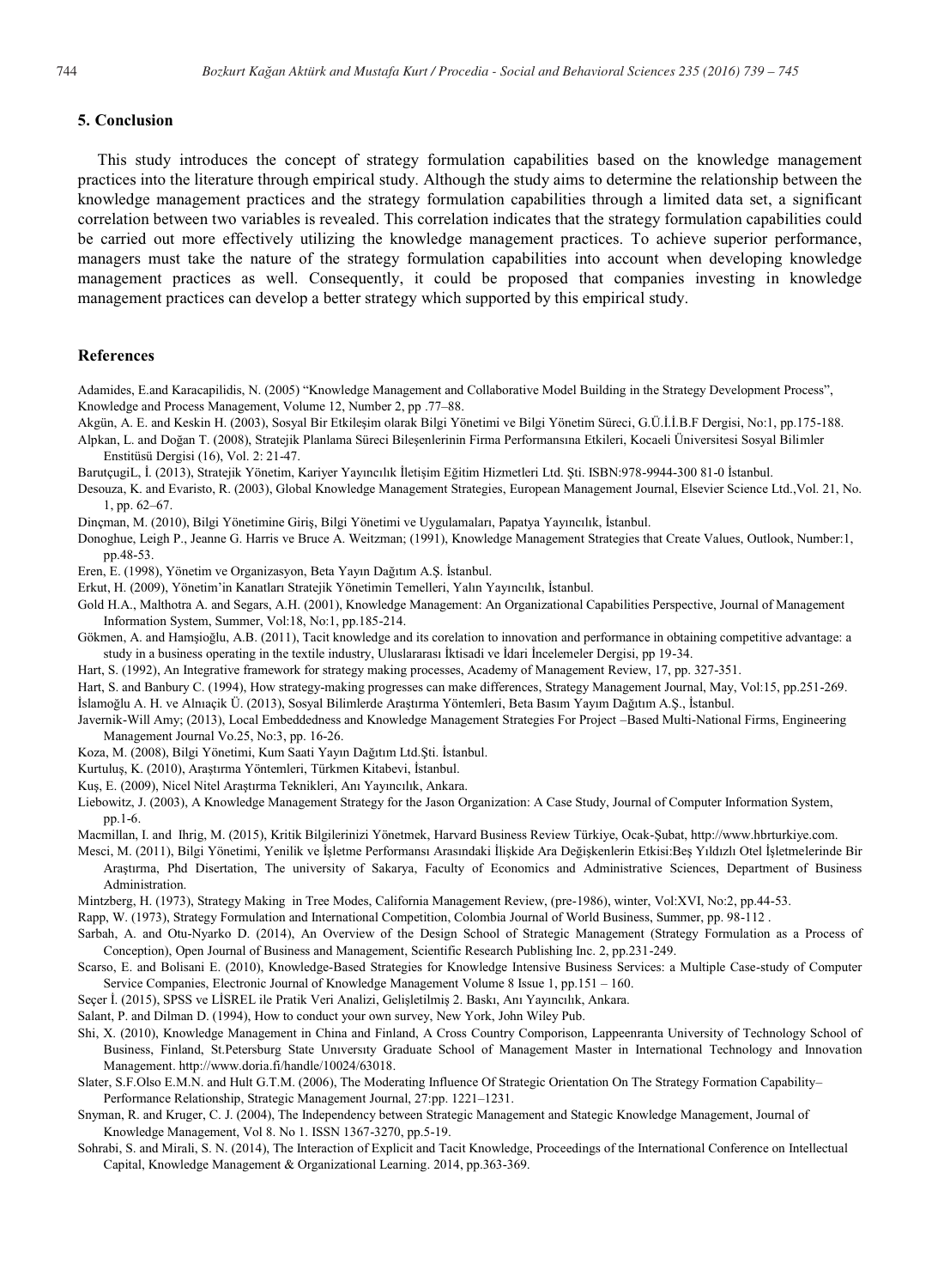## 5. Conclusion

This study introduces the concept of strategy formulation capabilities based on the knowledge management practices into the literature through empirical study. Although the study aims to determine the relationship between the knowledge management practices and the strategy formulation capabilities through a limited data set, a significant correlation between two variables is revealed. This correlation indicates that the strategy formulation capabilities could be carried out more effectively utilizing the knowledge management practices. To achieve superior performance, managers must take the nature of the strategy formulation capabilities into account when developing knowledge management practices as well. Consequently, it could be proposed that companies investing in knowledge management practices can develop a better strategy which supported by this empirical study.

## References

Adamides, E.and Karacapilidis, N. (2005) "Knowledge Management and Collaborative Model Building in the Strategy Development Process", Knowledge and Process Management, Volume 12, Number 2, pp .77–88.

Akgün, A. E. and Keskin H. (2003), Sosyal Bir Etkileşim olarak Bilgi Yönetimi ve Bilgi Yönetim Süreci, G.Ü.İ.İ.B.F Dergisi, No:1, pp.175-188.

Alpkan, L. and Doğan T. (2008), Stratejik Planlama Süreci Bileşenlerinin Firma Performansına Etkileri, Kocaeli Üniversitesi Sosyal Bilimler Enstitüsü Dergisi (16), Vol. 2: 21-47.

BarutçugiL, İ. (2013), Stratejik Yönetim, Kariyer Yayıncılık İletişim Eğitim Hizmetleri Ltd. Şti. ISBN:978-9944-300 81-0 İstanbul.

Desouza, K. and Evaristo, R. (2003), Global Knowledge Management Strategies, European Management Journal, Elsevier Science Ltd.,Vol. 21, No. 1, pp. 62–67.

Dinçman, M. (2010), Bilgi Yönetimine Giriş, Bilgi Yönetimi ve Uygulamaları, Papatya Yayıncılık, İstanbul.

Donoghue, Leigh P., Jeanne G. Harris ve Bruce A. Weitzman; (1991), Knowledge Management Strategies that Create Values, Outlook, Number:1, pp.48-53.

Eren, E. (1998), Yönetim ve Organizasyon, Beta Yayın Dağıtım A.Ş. İstanbul.

Erkut, H. (2009), Yönetim'in Kanatları Stratejik Yönetimin Temelleri, Yalın Yayıncılık, İstanbul.

Gold H.A., Malthotra A. and Segars, A.H. (2001), Knowledge Management: An Organizational Capabilities Perspective, Journal of Management Information System, Summer, Vol:18, No:1, pp.185-214.

Gökmen, A. and Hamşioğlu, A.B. (2011), Tacit knowledge and its corelation to innovation and performance in obtaining competitive advantage: a study in a business operating in the textile industry, Uluslararası İktisadi ve İdari İncelemeler Dergisi, pp 19-34.

Hart, S. (1992), An Integrative framework for strategy making processes, Academy of Management Review, 17, pp. 327-351.

Hart, S. and Banbury C. (1994), How strategy-making progresses can make differences, Strategy Management Journal, May, Vol:15, pp.251-269.

İslamoğlu A. H. ve Alnıaçik Ü. (2013), Sosyal Bilimlerde Araştırma Yöntemleri, Beta Basım Yayım Dağıtım A.Ş., İstanbul.

Javernik-Will Amy; (2013), Local Embeddedness and Knowledge Management Strategies For Project –Based Multi-National Firms, Engineering Management Journal Vo.25, No:3, pp. 16-26.

Koza, M. (2008), Bilgi Yönetimi, Kum Saati Yayın Dağıtım Ltd.Şti. İstanbul.

Kurtuluş, K. (2010), Araştırma Yöntemleri, Türkmen Kitabevi, İstanbul.

Kuş, E. (2009), Nicel Nitel Araştırma Teknikleri, Anı Yayıncılık, Ankara.

Liebowitz, J. (2003), A Knowledge Management Strategy for the Jason Organization: A Case Study, Journal of Computer Information System, pp.1-6.

Macmillan, I. and Ihrig, M. (2015), Kritik Bilgilerinizi Yönetmek, Harvard Business Review Türkiye, Ocak-Şubat, http://www.hbrturkiye.com.

Mesci, M. (2011), Bilgi Yönetimi, Yenilik ve İşletme Performansı Arasındaki İlişkide Ara Değişkenlerin Etkisi:Beş Yıldızlı Otel İşletmelerinde Bir Araştırma, Phd Disertation, The university of Sakarya, Faculty of Economics and Administrative Sciences, Department of Business Administration.

Mintzberg, H. (1973), Strategy Making in Tree Modes, California Management Review, (pre-1986), winter, Vol:XVI, No:2, pp.44-53.

Rapp, W. (1973), Strategy Formulation and International Competition, Colombia Journal of World Business, Summer, pp. 98-112 .

Sarbah, A. and Otu-Nyarko D. (2014), An Overview of the Design School of Strategic Management (Strategy Formulation as a Process of Conception), Open Journal of Business and Management, Scientific Research Publishing Inc. 2, pp.231-249.

Scarso, E. and Bolisani E. (2010), Knowledge-Based Strategies for Knowledge Intensive Business Services: a Multiple Case-study of Computer Service Companies, Electronic Journal of Knowledge Management Volume 8 Issue 1, pp.151 – 160.

Seçer İ. (2015), SPSS ve LİSREL ile Pratik Veri Analizi, Geliştirilmiş 2. Baskı, Anı Yayıncılık, Ankara.

Salant, P. and Dilman D. (1994), How to conduct your own survey, New York, John Wiley Pub.

Shi, X. (2010), Knowledge Management in China and Finland, A Cross Country Comporison, Lappeenranta University of Technology School of Business, Finland, St.Petersburg State Unıversıty Graduate School of Management Master in International Technology and Innovation Management. http://www.doria.fi/handle/10024/63018.

Slater, S.F.Olso E.M.N. and Hult G.T.M. (2006), The Moderating Influence Of Strategic Orientation On The Strategy Formation Capability–Performance Relationship, Strategic Management Journal, 27:pp. 1221–1231.

Snyman, R. and Kruger, C. J. (2004), The Independency between Strategic Management and Stategic Knowledge Management, Journal of Knowledge Management, Vol 8. No 1. ISSN 1367-3270, pp.5-19.

Sohrabi, S. and Mirali, S. N. (2014), The Interaction of Explicit and Tacit Knowledge, Proceedings of the International Conference on Intellectual Capital, Knowledge Management & Organizational Learning. 2014, pp.363-369.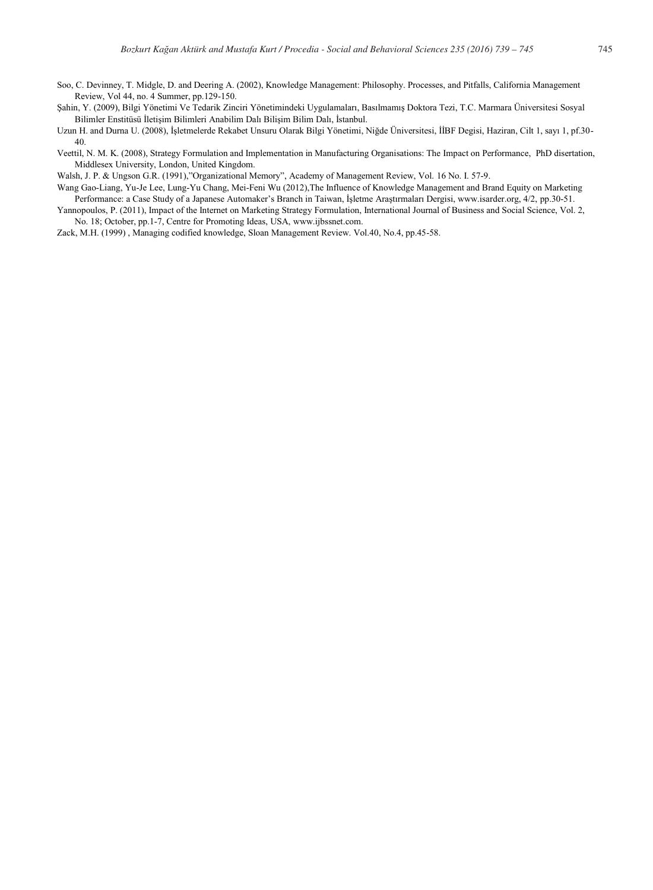Soo, C. Devinney, T. Midgle, D. and Deering A. (2002), Knowledge Management: Philosophy. Processes, and Pitfalls, California Management Review, Vol 44, no. 4 Summer, pp.129-150.

Şahin, Y. (2009), Bilgi Yönetimi Ve Tedarik Zinciri Yönetimindeki Uygulamaları, Basılmamış Doktora Tezi, T.C. Marmara Üniversitesi Sosyal Bilimler Enstitüsü İletişim Bilimleri Anabilim Dalı Bilişim Bilim Dalı, İstanbul.

Uzun H. and Durna U. (2008), İşletmelerde Rekabet Unsuru Olarak Bilgi Yönetimi, Niğde Üniversitesi, İİBF Degisi, Haziran, Cilt 1, sayı 1, pf.30-40.

Veettil, N. M. K. (2008), Strategy Formulation and Implementation in Manufacturing Organisations: The Impact on Performance, PhD disertation, Middlesex University, London, United Kingdom.

Walsh, J. P. & Ungson G.R. (1991),"Organizational Memory", Academy of Management Review, Vol. 16 No. I. 57-9.

Wang Gao-Liang, Yu-Je Lee, Lung-Yu Chang, Mei-Feni Wu (2012),The Influence of Knowledge Management and Brand Equity on Marketing Performance: a Case Study of a Japanese Automaker's Branch in Taiwan, İşletme Araştırmaları Dergisi, www.isarder.org, 4/2, pp.30-51.

Yannopoulos, P. (2011), Impact of the Internet on Marketing Strategy Formulation, International Journal of Business and Social Science, Vol. 2, No. 18; October, pp.1-7, Centre for Promoting Ideas, USA, www.ijbssnet.com.

Zack, M.H. (1999) , Managing codified knowledge, Sloan Management Review. Vol.40, No.4, pp.45-58.